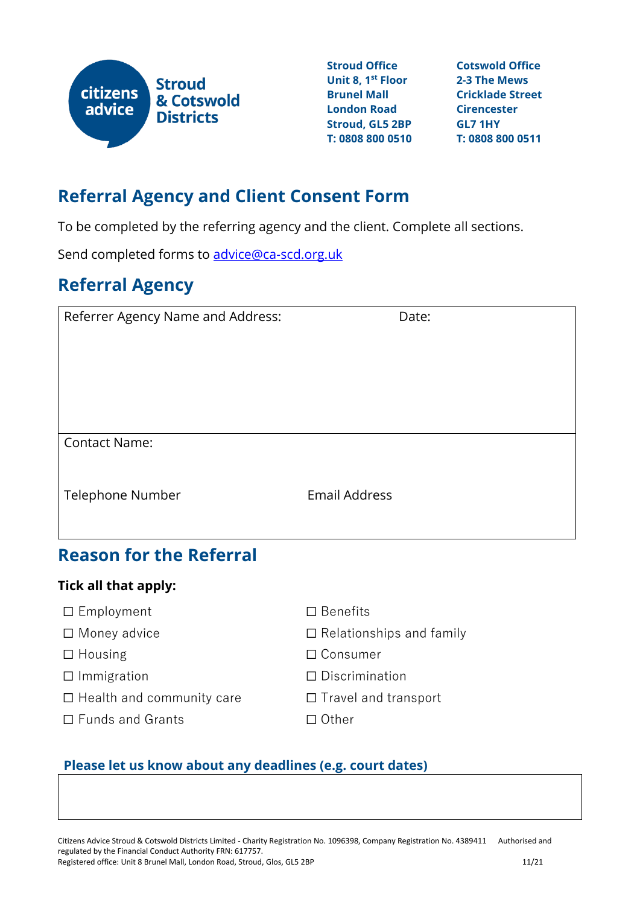citizens advice **Stroud & Cotswold Districts**

**Stroud Office**
**Unit 8, 1st Floor**
**Brunel Mall**
**London Road**
**Stroud, GL5 2BP**
**T: 0808 800 0510**

**Cotswold Office**
**2-3 The Mews**
**Cricklade Street**
**Cirencester**
**GL7 1HY**
**T: 0808 800 0511**

# Referral Agency and Client Consent Form

To be completed by the referring agency and the client. Complete all sections.

Send completed forms to [advice@ca-scd.org.uk](mailto:advice@ca-scd.org.uk)

## Referral Agency

| Referrer Agency Name and Address: | Date: |
|---|---|
| Contact Name: | |
| Telephone Number | Email Address |

## Reason for the Referral

**Tick all that apply:**

- ☐ Employment
- ☐ Money advice
- ☐ Housing
- ☐ Immigration
- ☐ Health and community care
- ☐ Funds and Grants
- ☐ Benefits
- ☐ Relationships and family
- ☐ Consumer
- ☐ Discrimination
- ☐ Travel and transport
- ☐ Other

### Please let us know about any deadlines (e.g. court dates)

| |
|---|
| |

Citizens Advice Stroud & Cotswold Districts Limited - Charity Registration No. 1096398, Company Registration No. 4389411 Authorised and regulated by the Financial Conduct Authority FRN: 617757.
Registered office: Unit 8 Brunel Mall, London Road, Stroud, Glos, GL5 2BP 11/21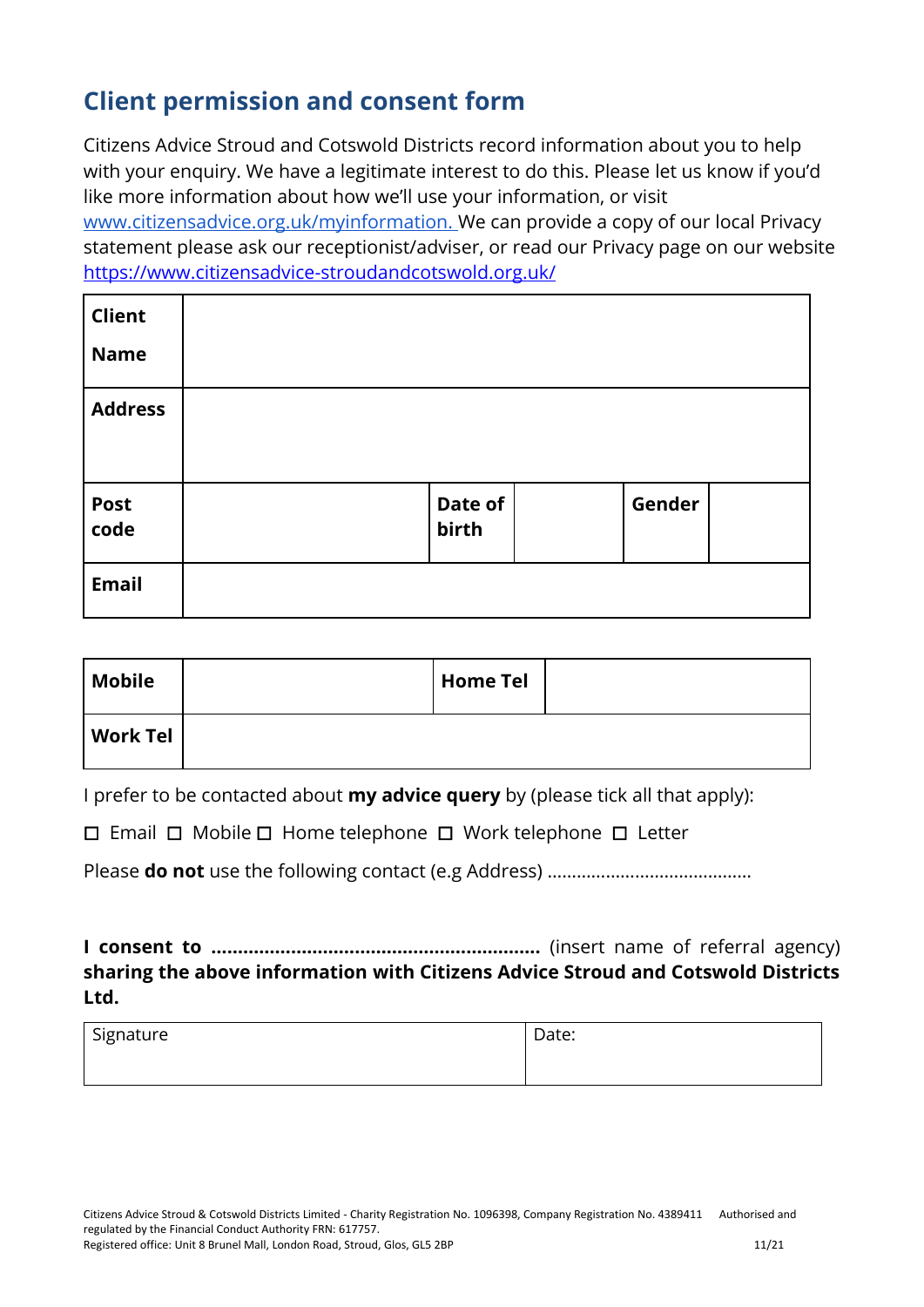## Client permission and consent form

Citizens Advice Stroud and Cotswold Districts record information about you to help with your enquiry. We have a legitimate interest to do this. Please let us know if you'd like more information about how we'll use your information, or visit [www.citizensadvice.org.uk/myinformation.](http://www.citizensadvice.org.uk/myinformation) We can provide a copy of our local Privacy statement please ask our receptionist/adviser, or read our Privacy page on our website [https://www.citizensadvice-stroudandcotswold.org.uk/](https://www.citizensadvice-stroudandcotswold.org.uk/)

| | | | | | |
|---|---|---|---|---|---|
| **Client Name** | | | | | |
| **Address** | | | | | |
| **Post code** | | **Date of birth** | | **Gender** | |
| **Email** | | | | | |

| | | | |
|---|---|---|---|
| **Mobile** | | **Home Tel** | |
| **Work Tel** | | | |

I prefer to be contacted about **my advice query** by (please tick all that apply):

☐ Email ☐ Mobile ☐ Home telephone ☐ Work telephone ☐ Letter

Please **do not** use the following contact (e.g Address) ……………………………………

**I consent to ……………………………………………………** (insert name of referral agency) **sharing the above information with Citizens Advice Stroud and Cotswold Districts Ltd.**

| | |
|---|---|
| Signature | Date: |

Citizens Advice Stroud & Cotswold Districts Limited - Charity Registration No. 1096398, Company Registration No. 4389411 Authorised and regulated by the Financial Conduct Authority FRN: 617757.
Registered office: Unit 8 Brunel Mall, London Road, Stroud, Glos, GL5 2BP 11/21